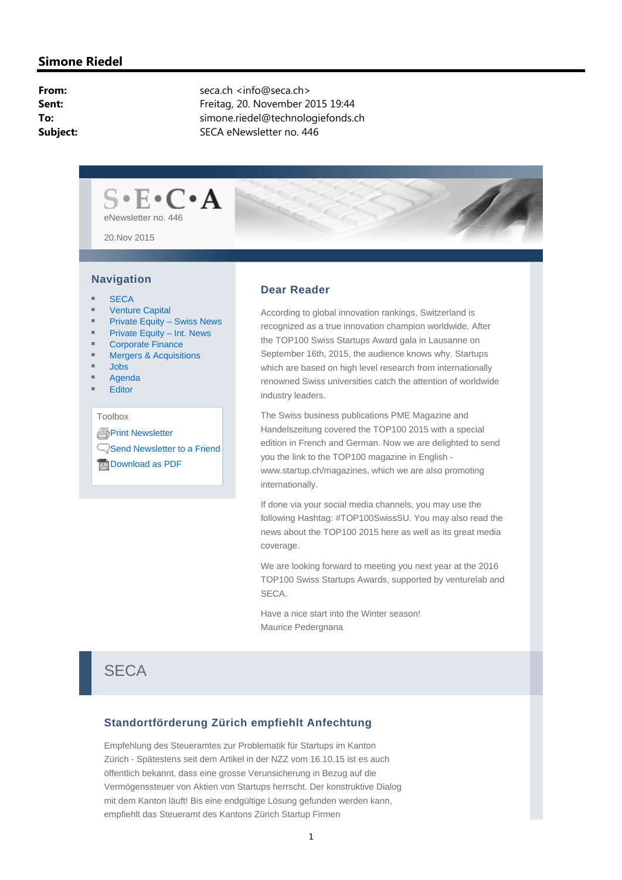## Simone Riedel

**From:** seca.ch <info@seca.ch>
**Sent:** Freitag, 20. November 2015 19:44
**To:** simone.riedel@technologiefonds.ch
**Subject:** SECA eNewsletter no. 446

S•E•C•A

eNewsletter no. 446

20.Nov 2015

### Navigation

- SECA
- Venture Capital
- Private Equity – Swiss News
- Private Equity – Int. News
- Corporate Finance
- Mergers & Acquisitions
- Jobs
- Agenda
- Editor

Toolbox

Print Newsletter
Send Newsletter to a Friend
Download as PDF

### Dear Reader

According to global innovation rankings, Switzerland is recognized as a true innovation champion worldwide. After the TOP100 Swiss Startups Award gala in Lausanne on September 16th, 2015, the audience knows why. Startups which are based on high level research from internationally renowned Swiss universities catch the attention of worldwide industry leaders.

The Swiss business publications PME Magazine and Handelszeitung covered the TOP100 2015 with a special edition in French and German. Now we are delighted to send you the link to the TOP100 magazine in English - www.startup.ch/magazines, which we are also promoting internationally.

If done via your social media channels, you may use the following Hashtag: #TOP100SwissSU. You may also read the news about the TOP100 2015 here as well as its great media coverage.

We are looking forward to meeting you next year at the 2016 TOP100 Swiss Startups Awards, supported by venturelab and SECA.

Have a nice start into the Winter season!
Maurice Pedergnana

## SECA

### Standortförderung Zürich empfiehlt Anfechtung

Empfehlung des Steueramtes zur Problematik für Startups im Kanton Zürich - Spätestens seit dem Artikel in der NZZ vom 16.10.15 ist es auch öffentlich bekannt, dass eine grosse Verunsicherung in Bezug auf die Vermögenssteuer von Aktien von Startups herrscht. Der konstruktive Dialog mit dem Kanton läuft! Bis eine endgültige Lösung gefunden werden kann, empfiehlt das Steueramt des Kantons Zürich Startup Firmen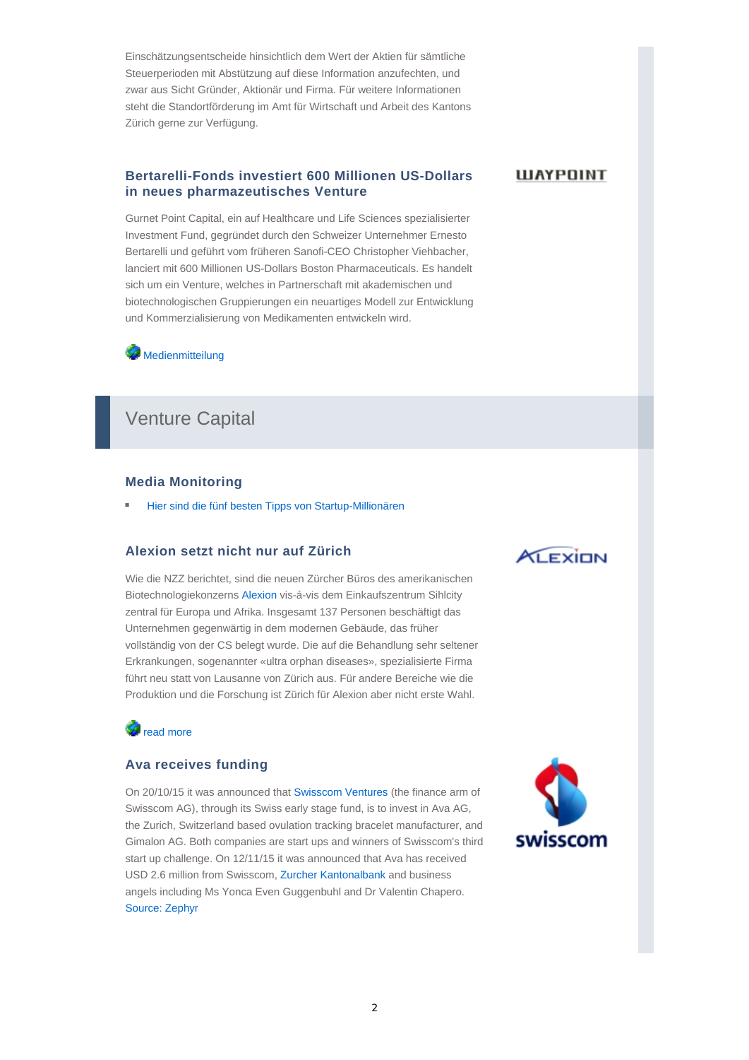Einschätzungsentscheide hinsichtlich dem Wert der Aktien für sämtliche Steuerperioden mit Abstützung auf diese Information anzufechten, und zwar aus Sicht Gründer, Aktionär und Firma. Für weitere Informationen steht die Standortförderung im Amt für Wirtschaft und Arbeit des Kantons Zürich gerne zur Verfügung.

### Bertarelli-Fonds investiert 600 Millionen US-Dollars in neues pharmazeutisches Venture

Gurnet Point Capital, ein auf Healthcare und Life Sciences spezialisierter Investment Fund, gegründet durch den Schweizer Unternehmer Ernesto Bertarelli und geführt vom früheren Sanofi-CEO Christopher Viehbacher, lanciert mit 600 Millionen US-Dollars Boston Pharmaceuticals. Es handelt sich um ein Venture, welches in Partnerschaft mit akademischen und biotechnologischen Gruppierungen ein neuartiges Modell zur Entwicklung und Kommerzialisierung von Medikamenten entwickeln wird.

Medienmitteilung

## Venture Capital

### Media Monitoring

- Hier sind die fünf besten Tipps von Startup-Millionären

### Alexion setzt nicht nur auf Zürich

Wie die NZZ berichtet, sind die neuen Zürcher Büros des amerikanischen Biotechnologiekonzerns Alexion vis-á-vis dem Einkaufszentrum Sihlcity zentral für Europa und Afrika. Insgesamt 137 Personen beschäftigt das Unternehmen gegenwärtig in dem modernen Gebäude, das früher vollständig von der CS belegt wurde. Die auf die Behandlung sehr seltener Erkrankungen, sogenannter «ultra orphan diseases», spezialisierte Firma führt neu statt von Lausanne von Zürich aus. Für andere Bereiche wie die Produktion und die Forschung ist Zürich für Alexion aber nicht erste Wahl.

read more

### Ava receives funding

On 20/10/15 it was announced that Swisscom Ventures (the finance arm of Swisscom AG), through its Swiss early stage fund, is to invest in Ava AG, the Zurich, Switzerland based ovulation tracking bracelet manufacturer, and Gimalon AG. Both companies are start ups and winners of Swisscom's third start up challenge. On 12/11/15 it was announced that Ava has received USD 2.6 million from Swisscom, Zurcher Kantonalbank and business angels including Ms Yonca Even Guggenbuhl and Dr Valentin Chapero. Source: Zephyr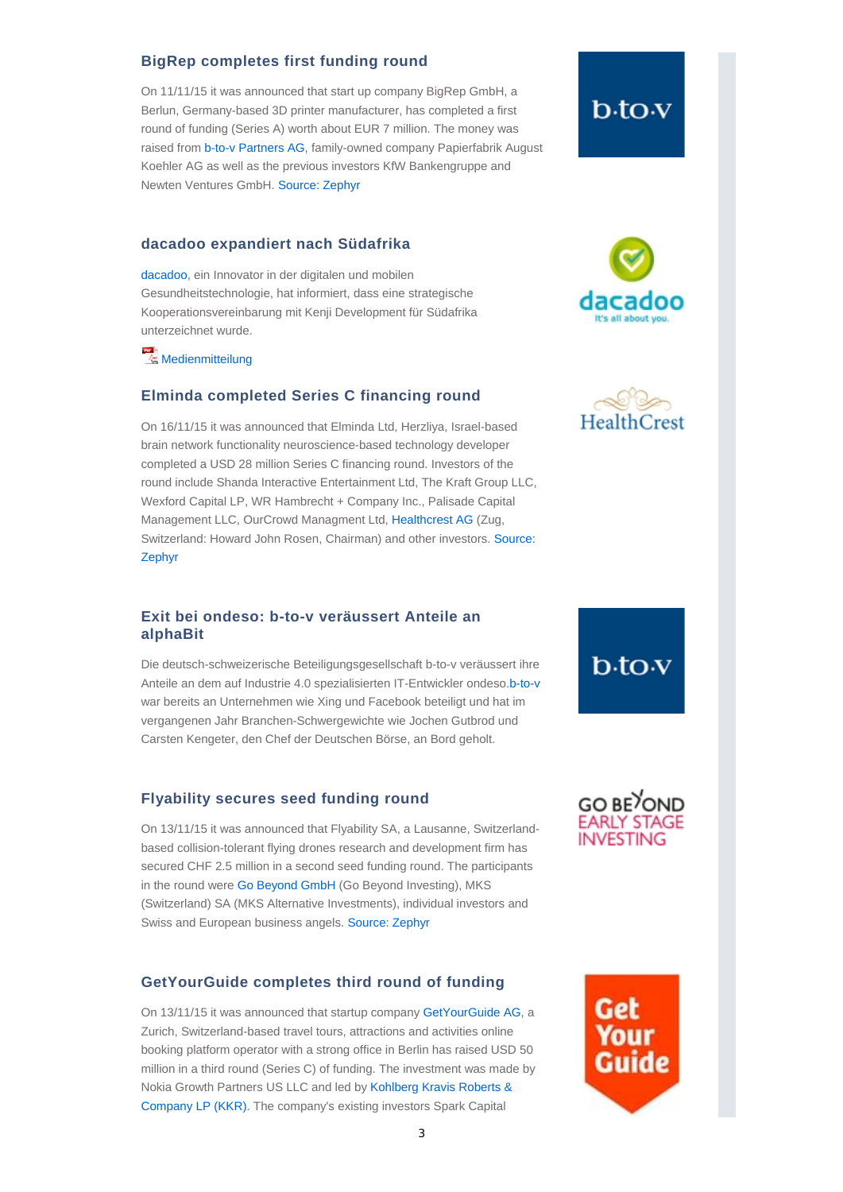## BigRep completes first funding round

On 11/11/15 it was announced that start up company BigRep GmbH, a Berlun, Germany-based 3D printer manufacturer, has completed a first round of funding (Series A) worth about EUR 7 million. The money was raised from b-to-v Partners AG, family-owned company Papierfabrik August Koehler AG as well as the previous investors KfW Bankengruppe and Newten Ventures GmbH. Source: Zephyr

## dacadoo expandiert nach Südafrika

dacadoo, ein Innovator in der digitalen und mobilen Gesundheitstechnologie, hat informiert, dass eine strategische Kooperationsvereinbarung mit Kenji Development für Südafrika unterzeichnet wurde.

Medienmitteilung

## Elminda completed Series C financing round

On 16/11/15 it was announced that Elminda Ltd, Herzliya, Israel-based brain network functionality neuroscience-based technology developer completed a USD 28 million Series C financing round. Investors of the round include Shanda Interactive Entertainment Ltd, The Kraft Group LLC, Wexford Capital LP, WR Hambrecht + Company Inc., Palisade Capital Management LLC, OurCrowd Managment Ltd, Healthcrest AG (Zug, Switzerland: Howard John Rosen, Chairman) and other investors. Source: Zephyr

## Exit bei ondeso: b-to-v veräussert Anteile an alphaBit

Die deutsch-schweizerische Beteiligungsgesellschaft b-to-v veräussert ihre Anteile an dem auf Industrie 4.0 spezialisierten IT-Entwickler ondeso.b-to-v war bereits an Unternehmen wie Xing und Facebook beteiligt und hat im vergangenen Jahr Branchen-Schwergewichte wie Jochen Gutbrod und Carsten Kengeter, den Chef der Deutschen Börse, an Bord geholt.

## Flyability secures seed funding round

On 13/11/15 it was announced that Flyability SA, a Lausanne, Switzerland-based collision-tolerant flying drones research and development firm has secured CHF 2.5 million in a second seed funding round. The participants in the round were Go Beyond GmbH (Go Beyond Investing), MKS (Switzerland) SA (MKS Alternative Investments), individual investors and Swiss and European business angels. Source: Zephyr

## GetYourGuide completes third round of funding

On 13/11/15 it was announced that startup company GetYourGuide AG, a Zurich, Switzerland-based travel tours, attractions and activities online booking platform operator with a strong office in Berlin has raised USD 50 million in a third round (Series C) of funding. The investment was made by Nokia Growth Partners US LLC and led by Kohlberg Kravis Roberts & Company LP (KKR). The company's existing investors Spark Capital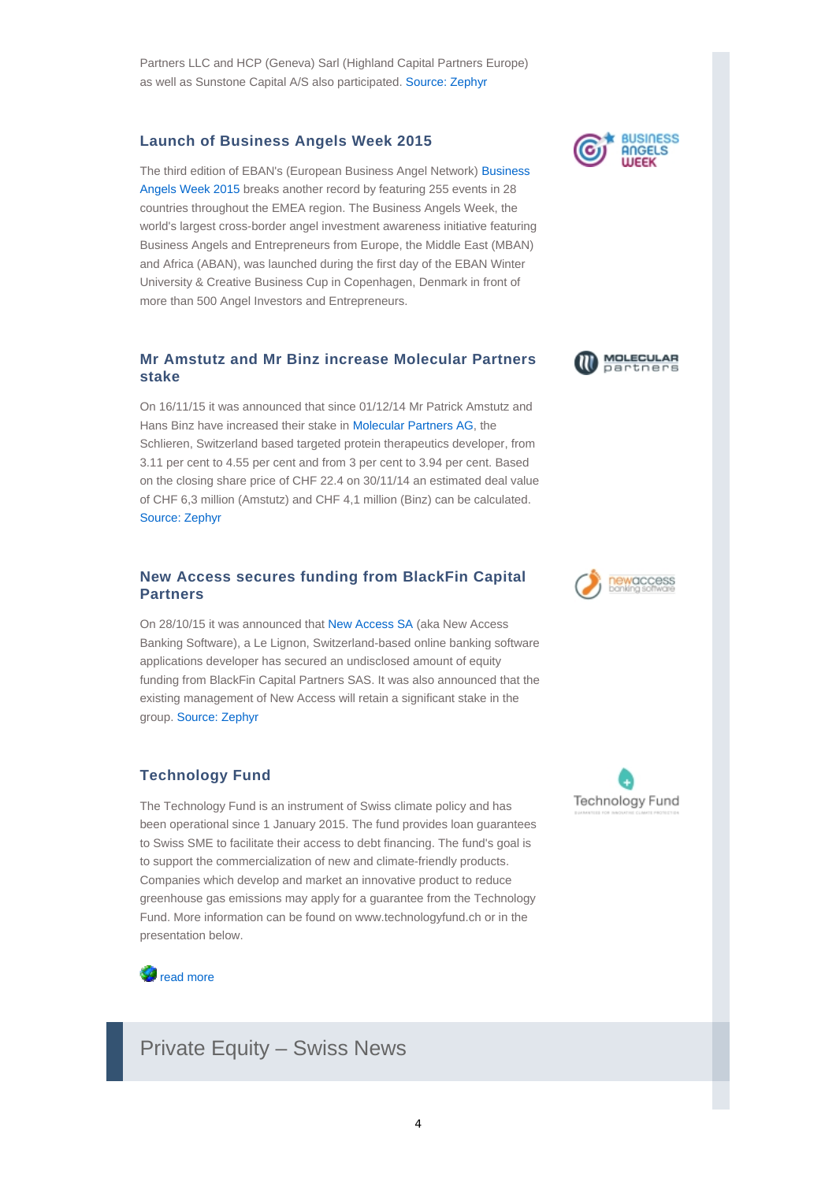Partners LLC and HCP (Geneva) Sarl (Highland Capital Partners Europe) as well as Sunstone Capital A/S also participated. Source: Zephyr

### Launch of Business Angels Week 2015

The third edition of EBAN's (European Business Angel Network) Business Angels Week 2015 breaks another record by featuring 255 events in 28 countries throughout the EMEA region. The Business Angels Week, the world's largest cross-border angel investment awareness initiative featuring Business Angels and Entrepreneurs from Europe, the Middle East (MBAN) and Africa (ABAN), was launched during the first day of the EBAN Winter University & Creative Business Cup in Copenhagen, Denmark in front of more than 500 Angel Investors and Entrepreneurs.

### Mr Amstutz and Mr Binz increase Molecular Partners stake

On 16/11/15 it was announced that since 01/12/14 Mr Patrick Amstutz and Hans Binz have increased their stake in Molecular Partners AG, the Schlieren, Switzerland based targeted protein therapeutics developer, from 3.11 per cent to 4.55 per cent and from 3 per cent to 3.94 per cent. Based on the closing share price of CHF 22.4 on 30/11/14 an estimated deal value of CHF 6,3 million (Amstutz) and CHF 4,1 million (Binz) can be calculated. Source: Zephyr

### New Access secures funding from BlackFin Capital Partners

On 28/10/15 it was announced that New Access SA (aka New Access Banking Software), a Le Lignon, Switzerland-based online banking software applications developer has secured an undisclosed amount of equity funding from BlackFin Capital Partners SAS. It was also announced that the existing management of New Access will retain a significant stake in the group. Source: Zephyr

### Technology Fund

The Technology Fund is an instrument of Swiss climate policy and has been operational since 1 January 2015. The fund provides loan guarantees to Swiss SME to facilitate their access to debt financing. The fund's goal is to support the commercialization of new and climate-friendly products. Companies which develop and market an innovative product to reduce greenhouse gas emissions may apply for a guarantee from the Technology Fund. More information can be found on www.technologyfund.ch or in the presentation below.

read more

## Private Equity – Swiss News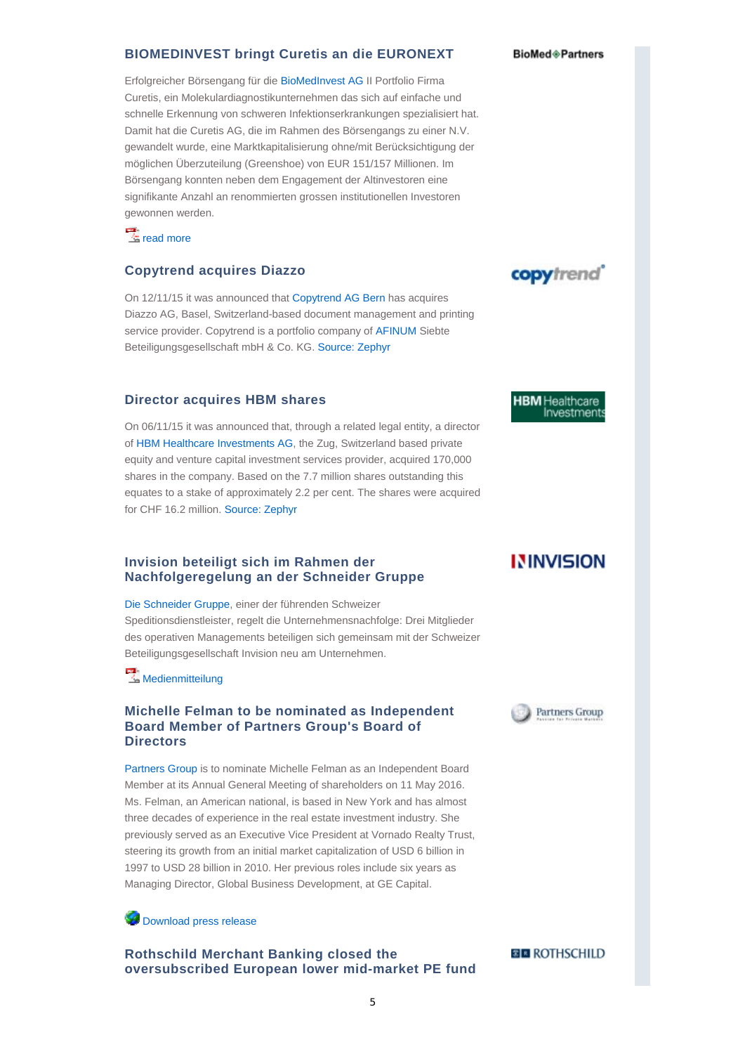### BIOMEDINVEST bringt Curetis an die EURONEXT

BioMed Partners

Erfolgreicher Börsengang für die BioMedInvest AG II Portfolio Firma Curetis, ein Molekulardiagnostikunternehmen das sich auf einfache und schnelle Erkennung von schweren Infektionserkrankungen spezialisiert hat. Damit hat die Curetis AG, die im Rahmen des Börsengangs zu einer N.V. gewandelt wurde, eine Marktkapitalisierung ohne/mit Berücksichtigung der möglichen Überzuteilung (Greenshoe) von EUR 151/157 Millionen. Im Börsengang konnten neben dem Engagement der Altinvestoren eine signifikante Anzahl an renommierten grossen institutionellen Investoren gewonnen werden.

read more

### Copytrend acquires Diazzo

copytrend

On 12/11/15 it was announced that Copytrend AG Bern has acquires Diazzo AG, Basel, Switzerland-based document management and printing service provider. Copytrend is a portfolio company of AFINUM Siebte Beteiligungsgesellschaft mbH & Co. KG. Source: Zephyr

### Director acquires HBM shares

HBM Healthcare Investments

On 06/11/15 it was announced that, through a related legal entity, a director of HBM Healthcare Investments AG, the Zug, Switzerland based private equity and venture capital investment services provider, acquired 170,000 shares in the company. Based on the 7.7 million shares outstanding this equates to a stake of approximately 2.2 per cent. The shares were acquired for CHF 16.2 million. Source: Zephyr

### Invision beteiligt sich im Rahmen der Nachfolgeregelung an der Schneider Gruppe

INVISION

Die Schneider Gruppe, einer der führenden Schweizer Speditionsdienstleister, regelt die Unternehmensnachfolge: Drei Mitglieder des operativen Managements beteiligen sich gemeinsam mit der Schweizer Beteiligungsgesellschaft Invision neu am Unternehmen.

Medienmitteilung

### Michelle Felman to be nominated as Independent Board Member of Partners Group's Board of Directors

Partners Group

Partners Group is to nominate Michelle Felman as an Independent Board Member at its Annual General Meeting of shareholders on 11 May 2016. Ms. Felman, an American national, is based in New York and has almost three decades of experience in the real estate investment industry. She previously served as an Executive Vice President at Vornado Realty Trust, steering its growth from an initial market capitalization of USD 6 billion in 1997 to USD 28 billion in 2010. Her previous roles include six years as Managing Director, Global Business Development, at GE Capital.

Download press release

### Rothschild Merchant Banking closed the oversubscribed European lower mid-market PE fund

ROTHSCHILD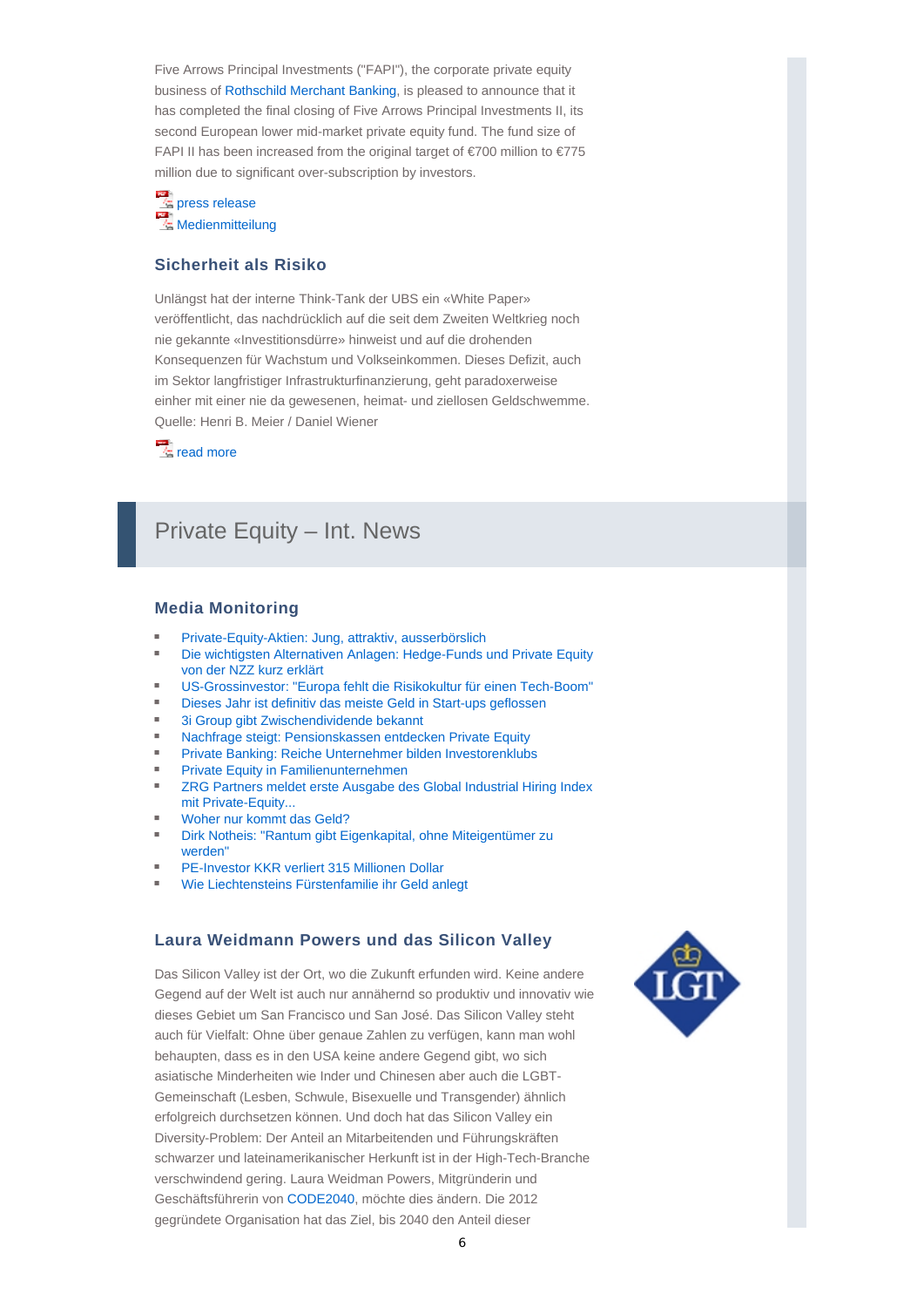Five Arrows Principal Investments ("FAPI"), the corporate private equity business of Rothschild Merchant Banking, is pleased to announce that it has completed the final closing of Five Arrows Principal Investments II, its second European lower mid-market private equity fund. The fund size of FAPI II has been increased from the original target of €700 million to €775 million due to significant over-subscription by investors.

press release
Medienmitteilung

### Sicherheit als Risiko

Unlängst hat der interne Think-Tank der UBS ein «White Paper» veröffentlicht, das nachdrücklich auf die seit dem Zweiten Weltkrieg noch nie gekannte «Investitionsdürre» hinweist und auf die drohenden Konsequenzen für Wachstum und Volkseinkommen. Dieses Defizit, auch im Sektor langfristiger Infrastrukturfinanzierung, geht paradoxerweise einher mit einer nie da gewesenen, heimat- und ziellosen Geldschwemme.
Quelle: Henri B. Meier / Daniel Wiener

read more

## Private Equity – Int. News

### Media Monitoring

- Private-Equity-Aktien: Jung, attraktiv, ausserbörslich
- Die wichtigsten Alternativen Anlagen: Hedge-Funds und Private Equity von der NZZ kurz erklärt
- US-Grossinvestor: "Europa fehlt die Risikokultur für einen Tech-Boom"
- Dieses Jahr ist definitiv das meiste Geld in Start-ups geflossen
- 3i Group gibt Zwischendividende bekannt
- Nachfrage steigt: Pensionskassen entdecken Private Equity
- Private Banking: Reiche Unternehmer bilden Investorenklubs
- Private Equity in Familienunternehmen
- ZRG Partners meldet erste Ausgabe des Global Industrial Hiring Index mit Private-Equity...
- Woher nur kommt das Geld?
- Dirk Notheis: "Rantum gibt Eigenkapital, ohne Miteigentümer zu werden"
- PE-Investor KKR verliert 315 Millionen Dollar
- Wie Liechtensteins Fürstenfamilie ihr Geld anlegt

### Laura Weidmann Powers und das Silicon Valley

Das Silicon Valley ist der Ort, wo die Zukunft erfunden wird. Keine andere Gegend auf der Welt ist auch nur annähernd so produktiv und innovativ wie dieses Gebiet um San Francisco und San José. Das Silicon Valley steht auch für Vielfalt: Ohne über genaue Zahlen zu verfügen, kann man wohl behaupten, dass es in den USA keine andere Gegend gibt, wo sich asiatische Minderheiten wie Inder und Chinesen aber auch die LGBT-Gemeinschaft (Lesben, Schwule, Bisexuelle und Transgender) ähnlich erfolgreich durchsetzen können. Und doch hat das Silicon Valley ein Diversity-Problem: Der Anteil an Mitarbeitenden und Führungskräften schwarzer und lateinamerikanischer Herkunft ist in der High-Tech-Branche verschwindend gering. Laura Weidman Powers, Mitgründerin und Geschäftsführerin von CODE2040, möchte dies ändern. Die 2012 gegründete Organisation hat das Ziel, bis 2040 den Anteil dieser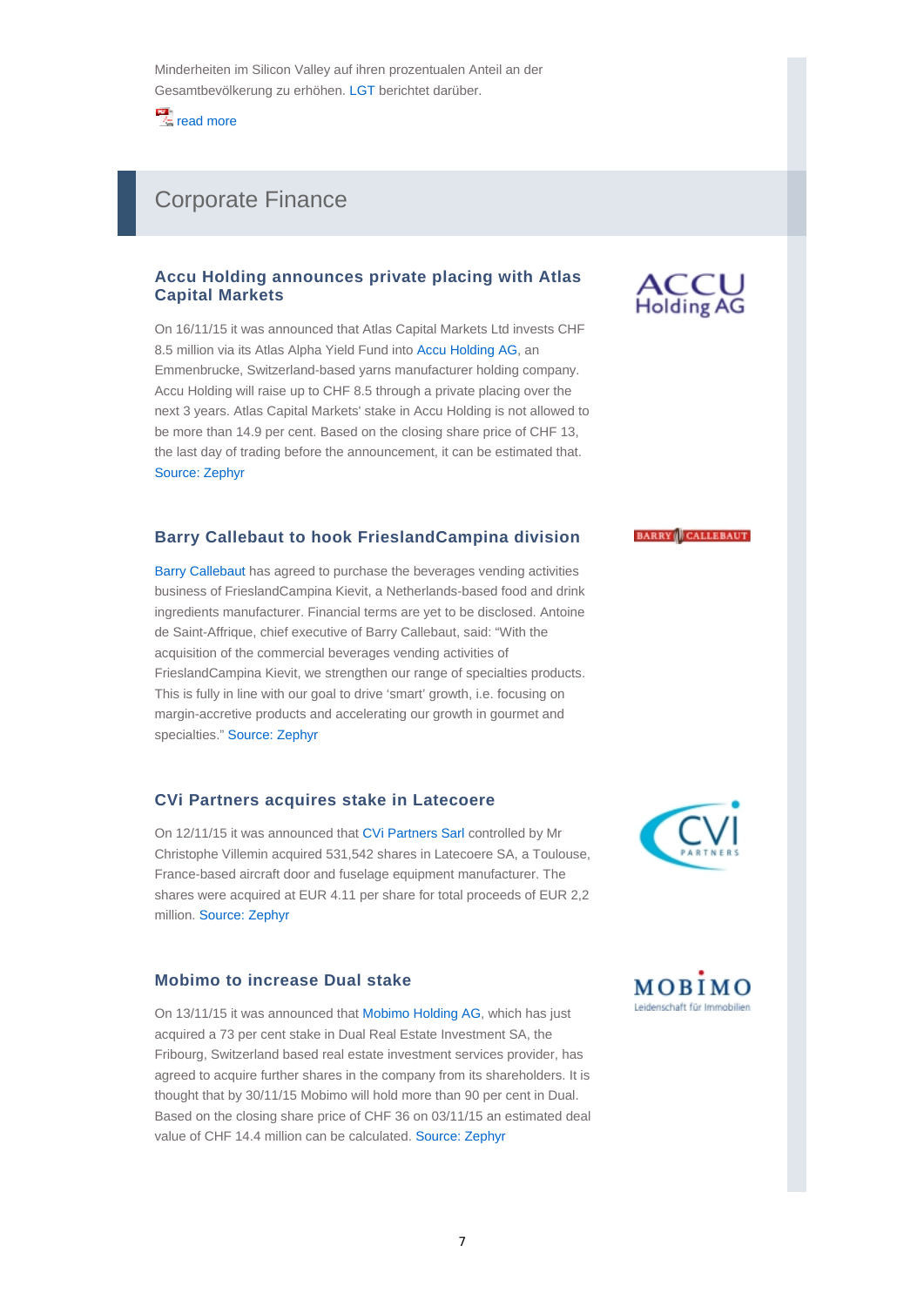Minderheiten im Silicon Valley auf ihren prozentualen Anteil an der Gesamtbevölkerung zu erhöhen. LGT berichtet darüber.

read more

## Corporate Finance

### Accu Holding announces private placing with Atlas Capital Markets

On 16/11/15 it was announced that Atlas Capital Markets Ltd invests CHF 8.5 million via its Atlas Alpha Yield Fund into Accu Holding AG, an Emmenbrucke, Switzerland-based yarns manufacturer holding company. Accu Holding will raise up to CHF 8.5 through a private placing over the next 3 years. Atlas Capital Markets' stake in Accu Holding is not allowed to be more than 14.9 per cent. Based on the closing share price of CHF 13, the last day of trading before the announcement, it can be estimated that. Source: Zephyr

### Barry Callebaut to hook FrieslandCampina division

Barry Callebaut has agreed to purchase the beverages vending activities business of FrieslandCampina Kievit, a Netherlands-based food and drink ingredients manufacturer. Financial terms are yet to be disclosed. Antoine de Saint-Affrique, chief executive of Barry Callebaut, said: "With the acquisition of the commercial beverages vending activities of FrieslandCampina Kievit, we strengthen our range of specialties products. This is fully in line with our goal to drive 'smart' growth, i.e. focusing on margin-accretive products and accelerating our growth in gourmet and specialties." Source: Zephyr

### CVi Partners acquires stake in Latecoere

On 12/11/15 it was announced that CVi Partners Sarl controlled by Mr Christophe Villemin acquired 531,542 shares in Latecoere SA, a Toulouse, France-based aircraft door and fuselage equipment manufacturer. The shares were acquired at EUR 4.11 per share for total proceeds of EUR 2,2 million. Source: Zephyr

### Mobimo to increase Dual stake

On 13/11/15 it was announced that Mobimo Holding AG, which has just acquired a 73 per cent stake in Dual Real Estate Investment SA, the Fribourg, Switzerland based real estate investment services provider, has agreed to acquire further shares in the company from its shareholders. It is thought that by 30/11/15 Mobimo will hold more than 90 per cent in Dual. Based on the closing share price of CHF 36 on 03/11/15 an estimated deal value of CHF 14.4 million can be calculated. Source: Zephyr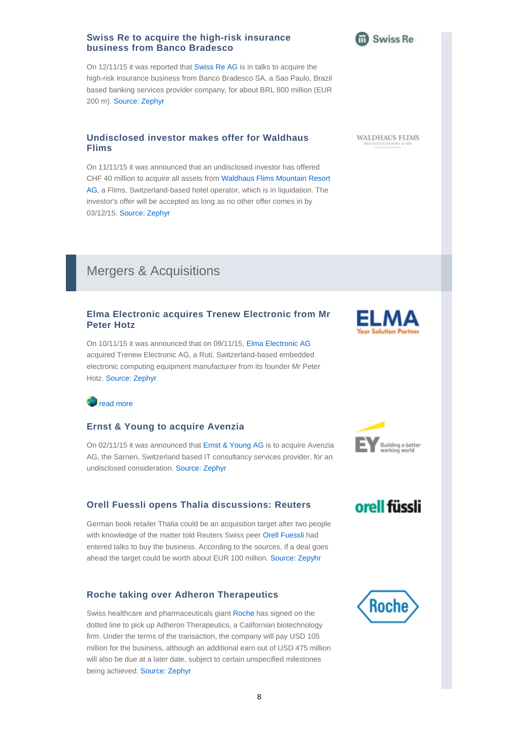### Swiss Re to acquire the high-risk insurance business from Banco Bradesco

On 12/11/15 it was reported that Swiss Re AG is in talks to acquire the high-risk insurance business from Banco Bradesco SA, a Sao Paulo, Brazil based banking services provider company, for about BRL 800 million (EUR 200 m). Source: Zephyr

### Undisclosed investor makes offer for Waldhaus Flims

On 11/11/15 it was announced that an undisclosed investor has offered CHF 40 million to acquire all assets from Waldhaus Flims Mountain Resort AG, a Flims, Switzerland-based hotel operator, which is in liquidation. The investor's offer will be accepted as long as no other offer comes in by 03/12/15. Source: Zephyr

## Mergers & Acquisitions

### Elma Electronic acquires Trenew Electronic from Mr Peter Hotz

On 10/11/15 it was announced that on 09/11/15, Elma Electronic AG acquired Trenew Electronic AG, a Ruti, Switzerland-based embedded electronic computing equipment manufacturer from its founder Mr Peter Hotz. Source: Zephyr

read more

### Ernst & Young to acquire Avenzia

On 02/11/15 it was announced that Ernst & Young AG is to acquire Avenzia AG, the Sarnen, Switzerland based IT consultancy services provider, for an undisclosed consideration. Source: Zephyr

### Orell Fuessli opens Thalia discussions: Reuters

German book retailer Thalia could be an acquisition target after two people with knowledge of the matter told Reuters Swiss peer Orell Fuessli had entered talks to buy the business. According to the sources, if a deal goes ahead the target could be worth about EUR 100 million. Source: Zepyhr

### Roche taking over Adheron Therapeutics

Swiss healthcare and pharmaceuticals giant Roche has signed on the dotted line to pick up Adheron Therapeutics, a Californian biotechnology firm. Under the terms of the transaction, the company will pay USD 105 million for the business, although an additional earn out of USD 475 million will also be due at a later date, subject to certain unspecified milestones being achieved. Source: Zephyr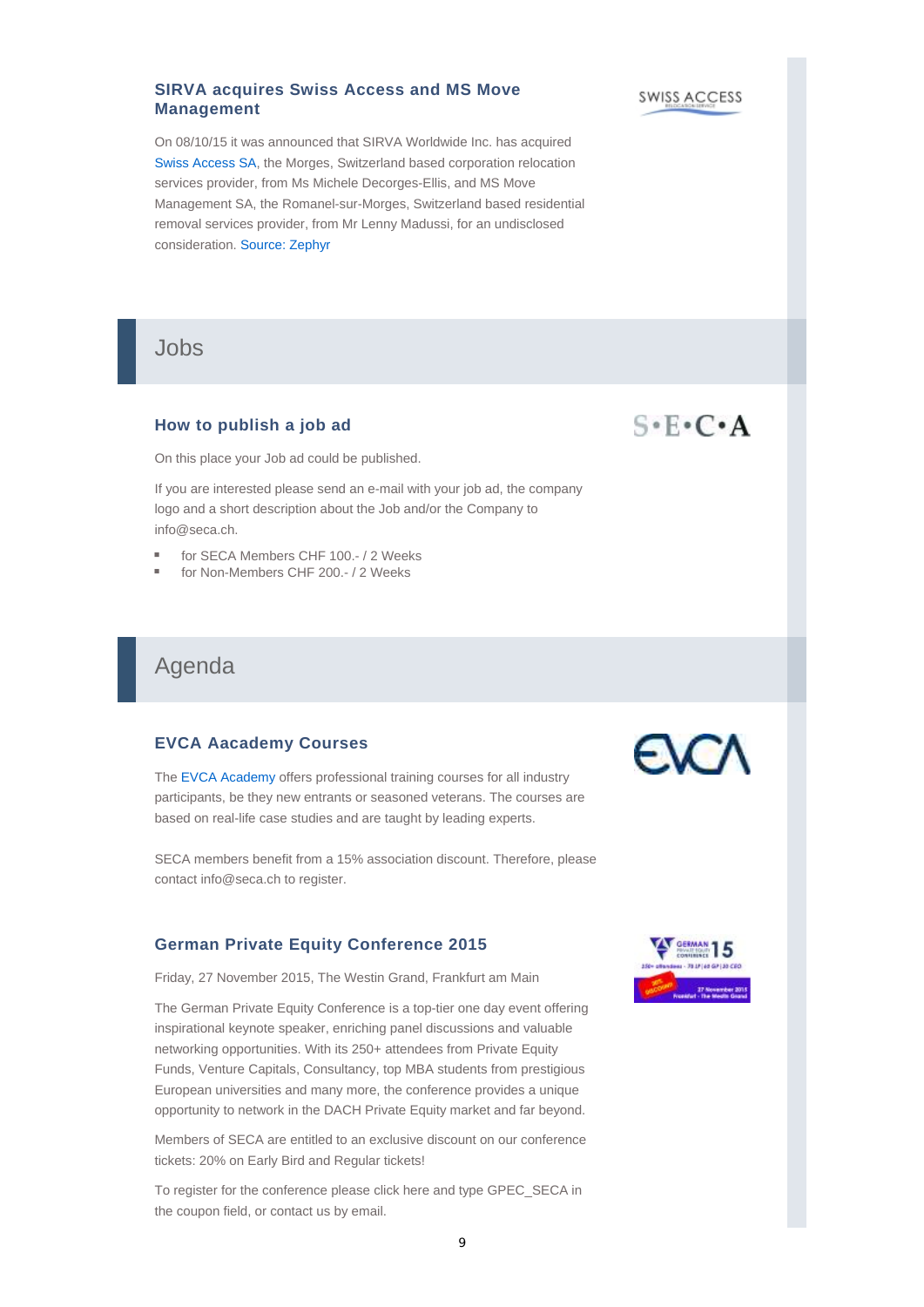### SIRVA acquires Swiss Access and MS Move Management

On 08/10/15 it was announced that SIRVA Worldwide Inc. has acquired Swiss Access SA, the Morges, Switzerland based corporation relocation services provider, from Ms Michele Decorges-Ellis, and MS Move Management SA, the Romanel-sur-Morges, Switzerland based residential removal services provider, from Mr Lenny Madussi, for an undisclosed consideration. Source: Zephyr

## Jobs

### How to publish a job ad

On this place your Job ad could be published.

If you are interested please send an e-mail with your job ad, the company logo and a short description about the Job and/or the Company to info@seca.ch.

- for SECA Members CHF 100.- / 2 Weeks
- for Non-Members CHF 200.- / 2 Weeks

## Agenda

### EVCA Aacademy Courses

The EVCA Academy offers professional training courses for all industry participants, be they new entrants or seasoned veterans. The courses are based on real-life case studies and are taught by leading experts.

SECA members benefit from a 15% association discount. Therefore, please contact info@seca.ch to register.

### German Private Equity Conference 2015

Friday, 27 November 2015, The Westin Grand, Frankfurt am Main

The German Private Equity Conference is a top-tier one day event offering inspirational keynote speaker, enriching panel discussions and valuable networking opportunities. With its 250+ attendees from Private Equity Funds, Venture Capitals, Consultancy, top MBA students from prestigious European universities and many more, the conference provides a unique opportunity to network in the DACH Private Equity market and far beyond.

Members of SECA are entitled to an exclusive discount on our conference tickets: 20% on Early Bird and Regular tickets!

To register for the conference please click here and type GPEC_SECA in the coupon field, or contact us by email.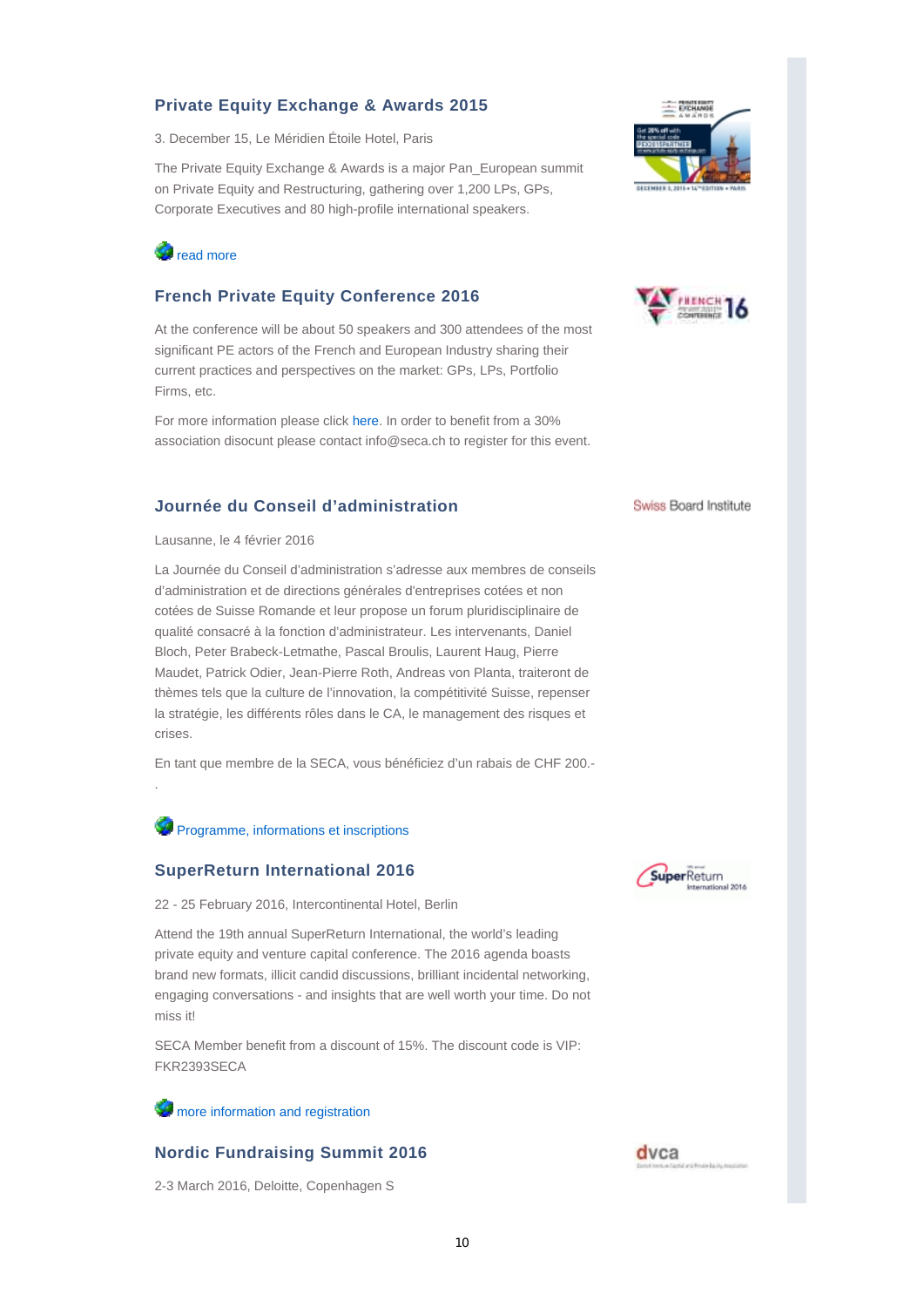## Private Equity Exchange & Awards 2015

3. December 15, Le Méridien Étoile Hotel, Paris

The Private Equity Exchange & Awards is a major Pan_European summit on Private Equity and Restructuring, gathering over 1,200 LPs, GPs, Corporate Executives and 80 high-profile international speakers.

read more

## French Private Equity Conference 2016

At the conference will be about 50 speakers and 300 attendees of the most significant PE actors of the French and European Industry sharing their current practices and perspectives on the market: GPs, LPs, Portfolio Firms, etc.

For more information please click here. In order to benefit from a 30% association disocunt please contact info@seca.ch to register for this event.

## Journée du Conseil d'administration

Swiss Board Institute

Lausanne, le 4 février 2016

La Journée du Conseil d'administration s'adresse aux membres de conseils d'administration et de directions générales d'entreprises cotées et non cotées de Suisse Romande et leur propose un forum pluridisciplinaire de qualité consacré à la fonction d'administrateur. Les intervenants, Daniel Bloch, Peter Brabeck-Letmathe, Pascal Broulis, Laurent Haug, Pierre Maudet, Patrick Odier, Jean-Pierre Roth, Andreas von Planta, traiteront de thèmes tels que la culture de l'innovation, la compétitivité Suisse, repenser la stratégie, les différents rôles dans le CA, le management des risques et crises.

En tant que membre de la SECA, vous bénéficiez d'un rabais de CHF 200.-
.

Programme, informations et inscriptions

## SuperReturn International 2016

22 - 25 February 2016, Intercontinental Hotel, Berlin

Attend the 19th annual SuperReturn International, the world's leading private equity and venture capital conference. The 2016 agenda boasts brand new formats, illicit candid discussions, brilliant incidental networking, engaging conversations - and insights that are well worth your time. Do not miss it!

SECA Member benefit from a discount of 15%. The discount code is VIP: FKR2393SECA

more information and registration

## Nordic Fundraising Summit 2016

2-3 March 2016, Deloitte, Copenhagen S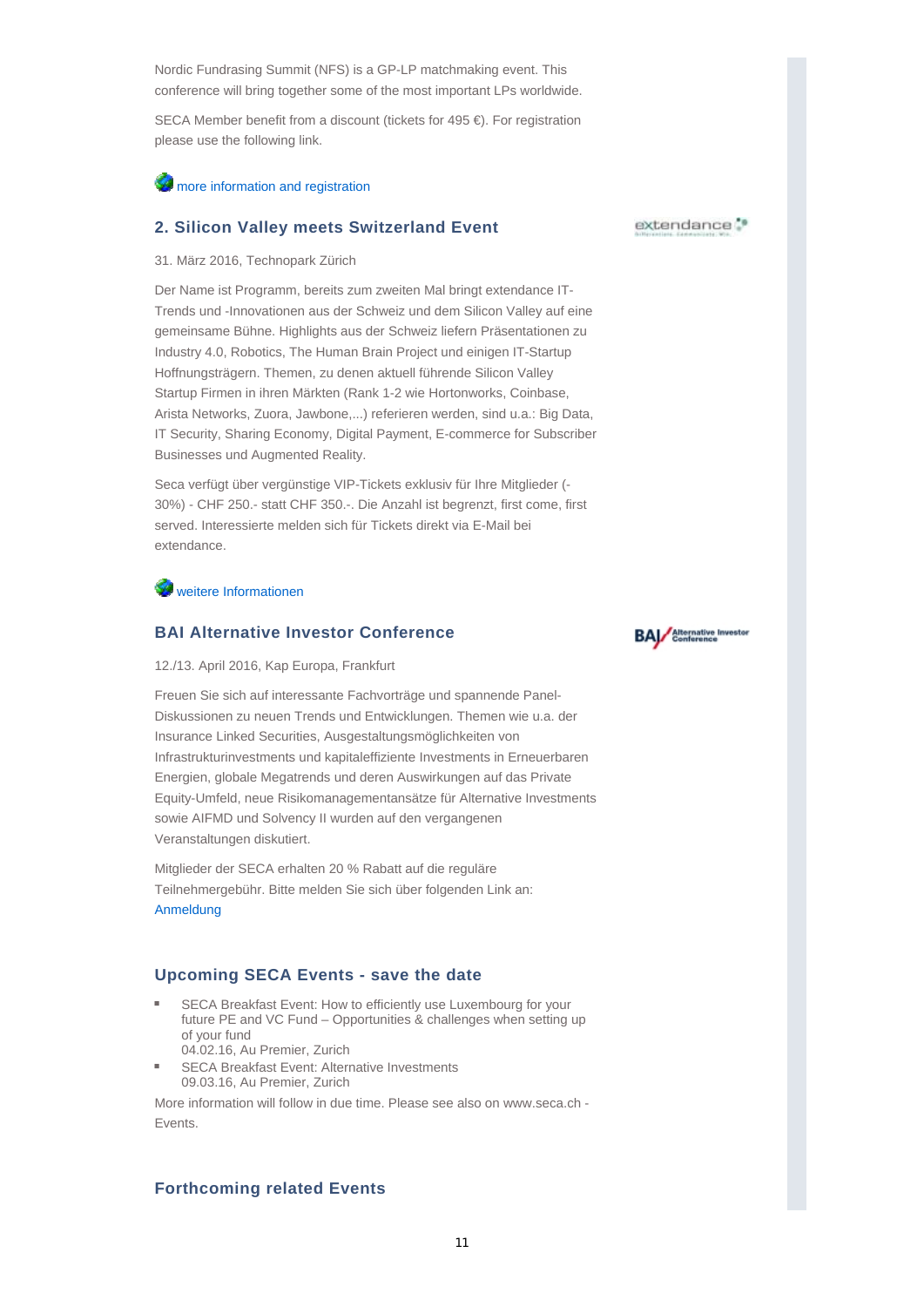Nordic Fundrasing Summit (NFS) is a GP-LP matchmaking event. This conference will bring together some of the most important LPs worldwide.

SECA Member benefit from a discount (tickets for 495 €). For registration please use the following link.

more information and registration

## 2. Silicon Valley meets Switzerland Event

31. März 2016, Technopark Zürich

Der Name ist Programm, bereits zum zweiten Mal bringt extendance IT-Trends und -Innovationen aus der Schweiz und dem Silicon Valley auf eine gemeinsame Bühne. Highlights aus der Schweiz liefern Präsentationen zu Industry 4.0, Robotics, The Human Brain Project und einigen IT-Startup Hoffnungsträgern. Themen, zu denen aktuell führende Silicon Valley Startup Firmen in ihren Märkten (Rank 1-2 wie Hortonworks, Coinbase, Arista Networks, Zuora, Jawbone,...) referieren werden, sind u.a.: Big Data, IT Security, Sharing Economy, Digital Payment, E-commerce for Subscriber Businesses und Augmented Reality.

Seca verfügt über vergünstige VIP-Tickets exklusiv für Ihre Mitglieder (-30%) - CHF 250.- statt CHF 350.-. Die Anzahl ist begrenzt, first come, first served. Interessierte melden sich für Tickets direkt via E-Mail bei extendance.

weitere Informationen

## BAI Alternative Investor Conference

12./13. April 2016, Kap Europa, Frankfurt

Freuen Sie sich auf interessante Fachvorträge und spannende Panel-Diskussionen zu neuen Trends und Entwicklungen. Themen wie u.a. der Insurance Linked Securities, Ausgestaltungsmöglichkeiten von Infrastrukturinvestments und kapitaleffiziente Investments in Erneuerbaren Energien, globale Megatrends und deren Auswirkungen auf das Private Equity-Umfeld, neue Risikomanagementansätze für Alternative Investments sowie AIFMD und Solvency II wurden auf den vergangenen Veranstaltungen diskutiert.

Mitglieder der SECA erhalten 20 % Rabatt auf die reguläre Teilnehmergebühr. Bitte melden Sie sich über folgenden Link an: Anmeldung

## Upcoming SECA Events - save the date

- SECA Breakfast Event: How to efficiently use Luxembourg for your future PE and VC Fund – Opportunities & challenges when setting up of your fund
  04.02.16, Au Premier, Zurich
- SECA Breakfast Event: Alternative Investments
  09.03.16, Au Premier, Zurich

More information will follow in due time. Please see also on www.seca.ch - Events.

## Forthcoming related Events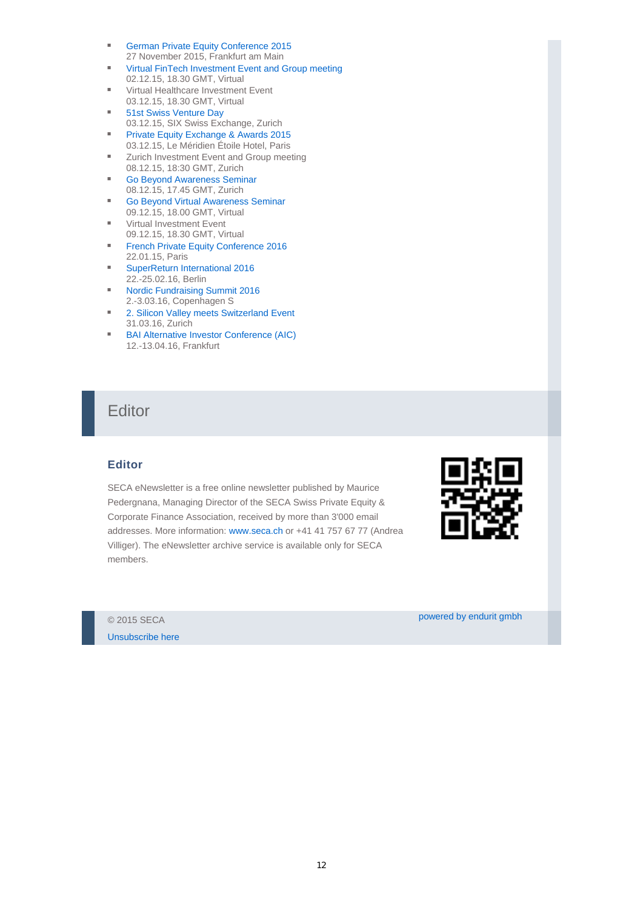- German Private Equity Conference 2015
  27 November 2015, Frankfurt am Main
- Virtual FinTech Investment Event and Group meeting
  02.12.15, 18.30 GMT, Virtual
- Virtual Healthcare Investment Event
  03.12.15, 18.30 GMT, Virtual
- 51st Swiss Venture Day
  03.12.15, SIX Swiss Exchange, Zurich
- Private Equity Exchange & Awards 2015
  03.12.15, Le Méridien Étoile Hotel, Paris
- Zurich Investment Event and Group meeting
  08.12.15, 18:30 GMT, Zurich
- Go Beyond Awareness Seminar
  08.12.15, 17.45 GMT, Zurich
- Go Beyond Virtual Awareness Seminar
  09.12.15, 18.00 GMT, Virtual
- Virtual Investment Event
  09.12.15, 18.30 GMT, Virtual
- French Private Equity Conference 2016
  22.01.15, Paris
- SuperReturn International 2016
  22.-25.02.16, Berlin
- Nordic Fundraising Summit 2016
  2.-3.03.16, Copenhagen S
- 2. Silicon Valley meets Switzerland Event
  31.03.16, Zurich
- BAI Alternative Investor Conference (AIC)
  12.-13.04.16, Frankfurt

# Editor

### Editor

SECA eNewsletter is a free online newsletter published by Maurice Pedergnana, Managing Director of the SECA Swiss Private Equity & Corporate Finance Association, received by more than 3'000 email addresses. More information: www.seca.ch or +41 41 757 67 77 (Andrea Villiger). The eNewsletter archive service is available only for SECA members.

© 2015 SECA

Unsubscribe here

powered by endurit gmbh